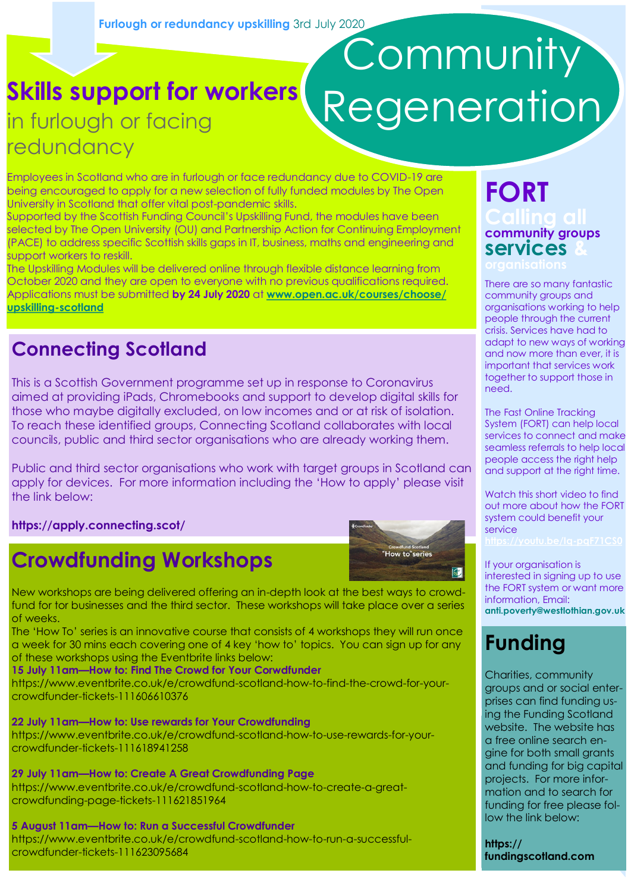**Furlough or redundancy upskilling** 3rd July 2020

# Community Regeneration

## Skills support for workers

in furlough or facing redundancy

Employees in Scotland who are in furlough or face redundancy due to COVID-19 are being encouraged to apply for a new selection of fully funded modules by The Open University in Scotland that offer vital post-pandemic skills.

Supported by the Scottish Funding Council's Upskilling Fund, the modules have been selected by The Open University (OU) and Partnership Action for Continuing Employment (PACE) to address specific Scottish skills gaps in IT, business, maths and engineering and support workers to reskill.

The Upskilling Modules will be delivered online through flexible distance learning from October 2020 and they are open to everyone with no previous qualifications required. Applications must be submitted **by 24 July 2020** at **www.open.ac.uk/courses/choose/upskilling-scotland**

## Connecting Scotland

This is a Scottish Government programme set up in response to Coronavirus aimed at providing iPads, Chromebooks and support to develop digital skills for those who maybe digitally excluded, on low incomes and or at risk of isolation. To reach these identified groups, Connecting Scotland collaborates with local councils, public and third sector organisations who are already working them.

Public and third sector organisations who work with target groups in Scotland can apply for devices. For more information including the 'How to apply' please visit the link below:

**https://apply.connecting.scot/**

## Crowdfunding Workshops

New workshops are being delivered offering an in-depth look at the best ways to crowd-fund for tor businesses and the third sector. These workshops will take place over a series of weeks.

The 'How To' series is an innovative course that consists of 4 workshops they will run once a week for 30 mins each covering one of 4 key 'how to' topics. You can sign up for any of these workshops using the Eventbrite links below:

**15 July 11am—How to: Find The Crowd for Your Corwdfunder**
https://www.eventbrite.co.uk/e/crowdfund-scotland-how-to-find-the-crowd-for-your-crowdfunder-tickets-111606610376

**22 July 11am—How to: Use rewards for Your Crowdfunding**
https://www.eventbrite.co.uk/e/crowdfund-scotland-how-to-use-rewards-for-your-crowdfunder-tickets-111618941258

**29 July 11am—How to: Create A Great Crowdfunding Page**
https://www.eventbrite.co.uk/e/crowdfund-scotland-how-to-create-a-great-crowdfunding-page-tickets-111621851964

**5 August 11am—How to: Run a Successful Crowdfunder**
https://www.eventbrite.co.uk/e/crowdfund-scotland-how-to-run-a-successful-crowdfunder-tickets-111623095684

## FORT

### Calling all community groups services & organisations

There are so many fantastic community groups and organisations working to help people through the current crisis. Services have had to adapt to new ways of working and now more than ever, it is important that services work together to support those in need.

The Fast Online Tracking System (FORT) can help local services to connect and make seamless referrals to help local people access the right help and support at the right time.

Watch this short video to find out more about how the FORT system could benefit your service
https://youtu.be/lq-pqF71CS0

If your organisation is interested in signing up to use the FORT system or want more information, Email: **anti.poverty@westlothian.gov.uk**

## Funding

Charities, community groups and or social enterprises can find funding using the Funding Scotland website. The website has a free online search engine for both small grants and funding for big capital projects. For more information and to search for funding for free please follow the link below:

**https://fundingscotland.com**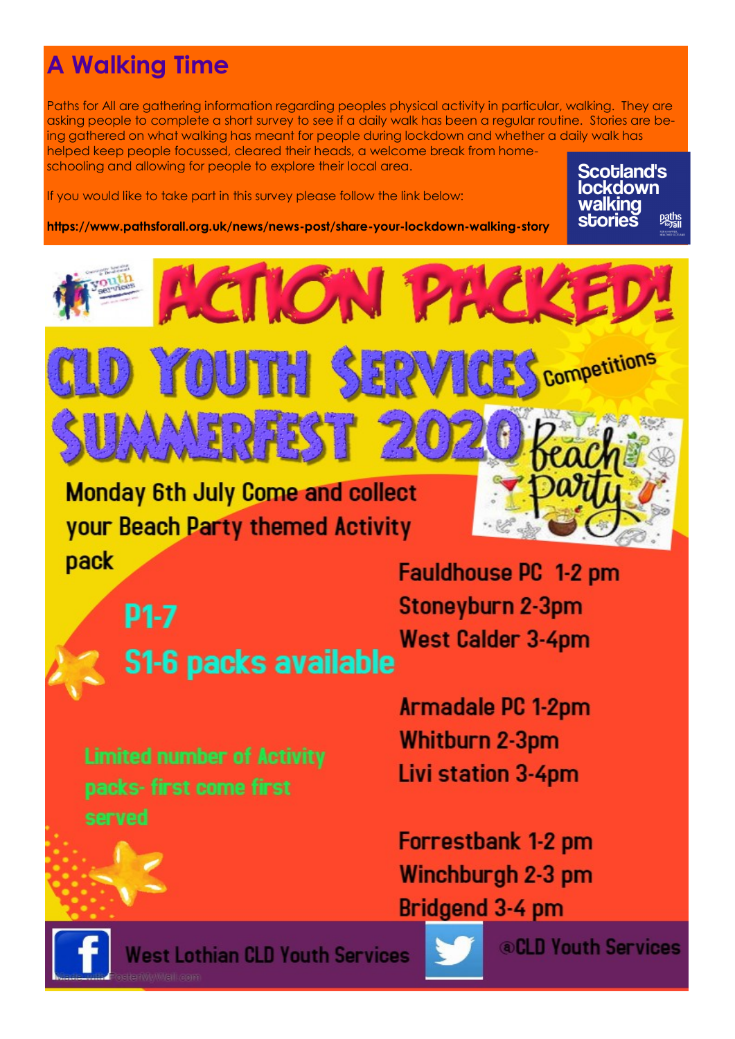# A Walking Time

Paths for All are gathering information regarding peoples physical activity in particular, walking. They are asking people to complete a short survey to see if a daily walk has been a regular routine. Stories are being gathered on what walking has meant for people during lockdown and whether a daily walk has helped keep people focussed, cleared their heads, a welcome break from home-schooling and allowing for people to explore their local area.

If you would like to take part in this survey please follow the link below:

**https://www.pathsforall.org.uk/news/news-post/share-your-lockdown-walking-story**

Scotland's lockdown walking stories

# ACTION PACKED!

## CLD YOUTH SERVICES SUMMERFEST 2020

Competitions

Beach Party

Monday 6th July Come and collect your Beach Party themed Activity pack

P1-7

S1-6 packs available

Fauldhouse PC 1-2 pm
Stoneyburn 2-3pm
West Calder 3-4pm

Armadale PC 1-2pm
Whitburn 2-3pm
Livi station 3-4pm

Forrestbank 1-2 pm
Winchburgh 2-3 pm
Bridgend 3-4 pm

Limited number of Activity packs- first come first served

West Lothian CLD Youth Services

@CLD Youth Services